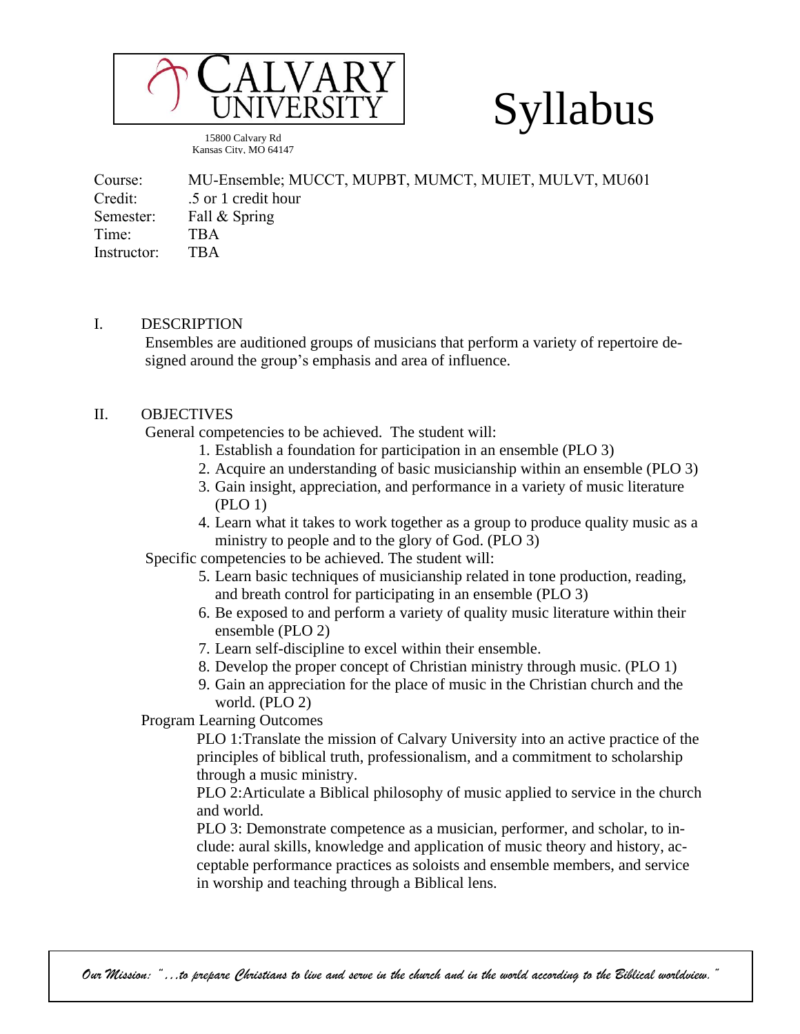CALVARY UNIVERSITY

15800 Calvary Rd
Kansas City, MO 64147

# Syllabus

| | |
|---|---|
| Course: | MU-Ensemble; MUCCT, MUPBT, MUMCT, MUIET, MULVT, MU601 |
| Credit: | .5 or 1 credit hour |
| Semester: | Fall & Spring |
| Time: | TBA |
| Instructor: | TBA |

## I. DESCRIPTION

Ensembles are auditioned groups of musicians that perform a variety of repertoire designed around the group's emphasis and area of influence.

## II. OBJECTIVES

General competencies to be achieved. The student will:

1. Establish a foundation for participation in an ensemble (PLO 3)
2. Acquire an understanding of basic musicianship within an ensemble (PLO 3)
3. Gain insight, appreciation, and performance in a variety of music literature (PLO 1)
4. Learn what it takes to work together as a group to produce quality music as a ministry to people and to the glory of God. (PLO 3)

Specific competencies to be achieved. The student will:

5. Learn basic techniques of musicianship related in tone production, reading, and breath control for participating in an ensemble (PLO 3)
6. Be exposed to and perform a variety of quality music literature within their ensemble (PLO 2)
7. Learn self-discipline to excel within their ensemble.
8. Develop the proper concept of Christian ministry through music. (PLO 1)
9. Gain an appreciation for the place of music in the Christian church and the world. (PLO 2)

Program Learning Outcomes

PLO 1:Translate the mission of Calvary University into an active practice of the principles of biblical truth, professionalism, and a commitment to scholarship through a music ministry.

PLO 2:Articulate a Biblical philosophy of music applied to service in the church and world.

PLO 3: Demonstrate competence as a musician, performer, and scholar, to include: aural skills, knowledge and application of music theory and history, acceptable performance practices as soloists and ensemble members, and service in worship and teaching through a Biblical lens.

*Our Mission: "...to prepare Christians to live and serve in the church and in the world according to the Biblical worldview."*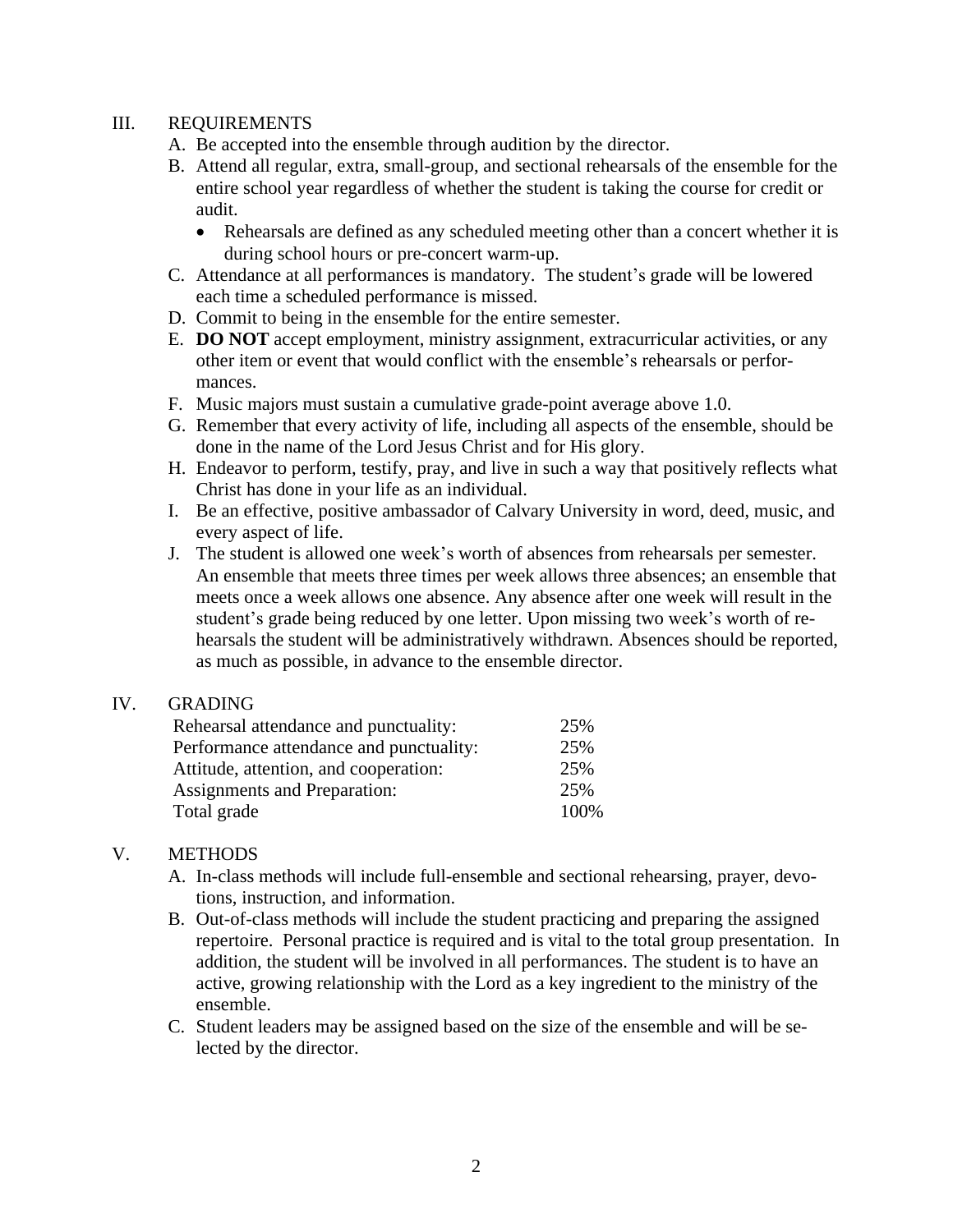## III. REQUIREMENTS

A. Be accepted into the ensemble through audition by the director.

B. Attend all regular, extra, small-group, and sectional rehearsals of the ensemble for the entire school year regardless of whether the student is taking the course for credit or audit.
   - Rehearsals are defined as any scheduled meeting other than a concert whether it is during school hours or pre-concert warm-up.

C. Attendance at all performances is mandatory. The student's grade will be lowered each time a scheduled performance is missed.

D. Commit to being in the ensemble for the entire semester.

E. **DO NOT** accept employment, ministry assignment, extracurricular activities, or any other item or event that would conflict with the ensemble's rehearsals or performances.

F. Music majors must sustain a cumulative grade-point average above 1.0.

G. Remember that every activity of life, including all aspects of the ensemble, should be done in the name of the Lord Jesus Christ and for His glory.

H. Endeavor to perform, testify, pray, and live in such a way that positively reflects what Christ has done in your life as an individual.

I. Be an effective, positive ambassador of Calvary University in word, deed, music, and every aspect of life.

J. The student is allowed one week's worth of absences from rehearsals per semester. An ensemble that meets three times per week allows three absences; an ensemble that meets once a week allows one absence. Any absence after one week will result in the student's grade being reduced by one letter. Upon missing two week's worth of rehearsals the student will be administratively withdrawn. Absences should be reported, as much as possible, in advance to the ensemble director.

## IV. GRADING

| | |
|---|---|
| Rehearsal attendance and punctuality: | 25% |
| Performance attendance and punctuality: | 25% |
| Attitude, attention, and cooperation: | 25% |
| Assignments and Preparation: | 25% |
| Total grade | 100% |

## V. METHODS

A. In-class methods will include full-ensemble and sectional rehearsing, prayer, devotions, instruction, and information.

B. Out-of-class methods will include the student practicing and preparing the assigned repertoire. Personal practice is required and is vital to the total group presentation. In addition, the student will be involved in all performances. The student is to have an active, growing relationship with the Lord as a key ingredient to the ministry of the ensemble.

C. Student leaders may be assigned based on the size of the ensemble and will be selected by the director.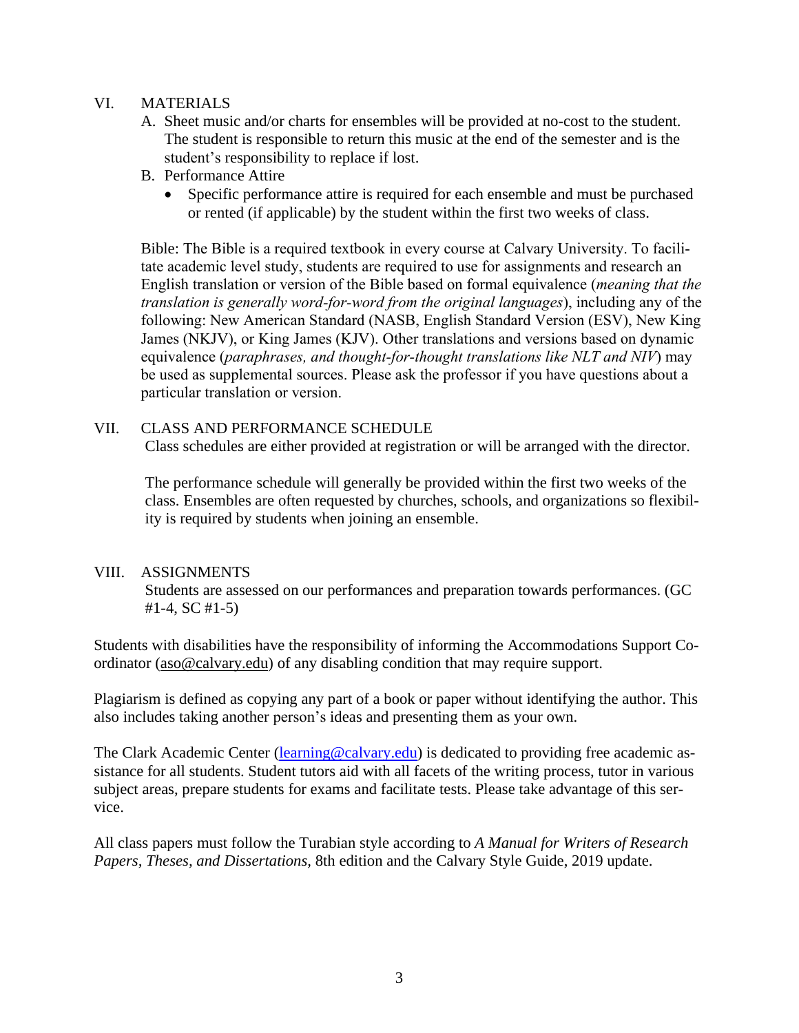## VI. MATERIALS

A. Sheet music and/or charts for ensembles will be provided at no-cost to the student. The student is responsible to return this music at the end of the semester and is the student's responsibility to replace if lost.

B. Performance Attire

- Specific performance attire is required for each ensemble and must be purchased or rented (if applicable) by the student within the first two weeks of class.

Bible: The Bible is a required textbook in every course at Calvary University. To facilitate academic level study, students are required to use for assignments and research an English translation or version of the Bible based on formal equivalence (*meaning that the translation is generally word-for-word from the original languages*), including any of the following: New American Standard (NASB, English Standard Version (ESV), New King James (NKJV), or King James (KJV). Other translations and versions based on dynamic equivalence (*paraphrases, and thought-for-thought translations like NLT and NIV*) may be used as supplemental sources. Please ask the professor if you have questions about a particular translation or version.

## VII. CLASS AND PERFORMANCE SCHEDULE

Class schedules are either provided at registration or will be arranged with the director.

The performance schedule will generally be provided within the first two weeks of the class. Ensembles are often requested by churches, schools, and organizations so flexibility is required by students when joining an ensemble.

## VIII. ASSIGNMENTS

Students are assessed on our performances and preparation towards performances. (GC #1-4, SC #1-5)

Students with disabilities have the responsibility of informing the Accommodations Support Coordinator (aso@calvary.edu) of any disabling condition that may require support.

Plagiarism is defined as copying any part of a book or paper without identifying the author. This also includes taking another person's ideas and presenting them as your own.

The Clark Academic Center (learning@calvary.edu) is dedicated to providing free academic assistance for all students. Student tutors aid with all facets of the writing process, tutor in various subject areas, prepare students for exams and facilitate tests. Please take advantage of this service.

All class papers must follow the Turabian style according to *A Manual for Writers of Research Papers, Theses, and Dissertations*, 8th edition and the Calvary Style Guide, 2019 update.